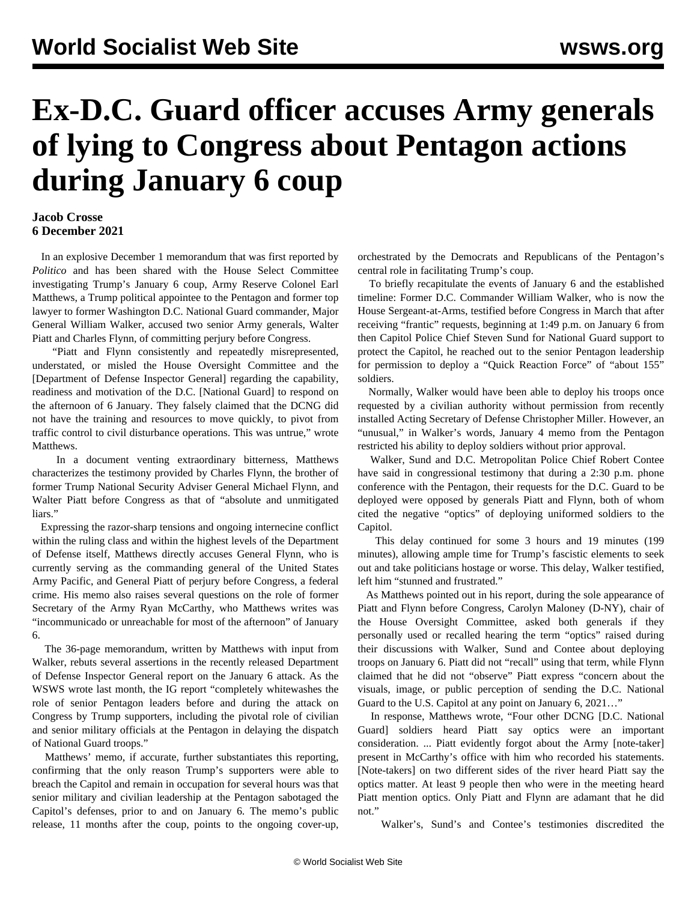# Ex-D.C. Guard officer accuses Army generals of lying to Congress about Pentagon actions during January 6 coup

**Jacob Crosse**
**6 December 2021**

In an explosive December 1 memorandum that was first reported by *Politico* and has been shared with the House Select Committee investigating Trump's January 6 coup, Army Reserve Colonel Earl Matthews, a Trump political appointee to the Pentagon and former top lawyer to former Washington D.C. National Guard commander, Major General William Walker, accused two senior Army generals, Walter Piatt and Charles Flynn, of committing perjury before Congress.

"Piatt and Flynn consistently and repeatedly misrepresented, understated, or misled the House Oversight Committee and the [Department of Defense Inspector General] regarding the capability, readiness and motivation of the D.C. [National Guard] to respond on the afternoon of 6 January. They falsely claimed that the DCNG did not have the training and resources to move quickly, to pivot from traffic control to civil disturbance operations. This was untrue," wrote Matthews.

In a document venting extraordinary bitterness, Matthews characterizes the testimony provided by Charles Flynn, the brother of former Trump National Security Adviser General Michael Flynn, and Walter Piatt before Congress as that of "absolute and unmitigated liars."

Expressing the razor-sharp tensions and ongoing internecine conflict within the ruling class and within the highest levels of the Department of Defense itself, Matthews directly accuses General Flynn, who is currently serving as the commanding general of the United States Army Pacific, and General Piatt of perjury before Congress, a federal crime. His memo also raises several questions on the role of former Secretary of the Army Ryan McCarthy, who Matthews writes was "incommunicado or unreachable for most of the afternoon" of January 6.

The 36-page memorandum, written by Matthews with input from Walker, rebuts several assertions in the recently released Department of Defense Inspector General report on the January 6 attack. As the WSWS wrote last month, the IG report "completely whitewashes the role of senior Pentagon leaders before and during the attack on Congress by Trump supporters, including the pivotal role of civilian and senior military officials at the Pentagon in delaying the dispatch of National Guard troops."

Matthews' memo, if accurate, further substantiates this reporting, confirming that the only reason Trump's supporters were able to breach the Capitol and remain in occupation for several hours was that senior military and civilian leadership at the Pentagon sabotaged the Capitol's defenses, prior to and on January 6. The memo's public release, 11 months after the coup, points to the ongoing cover-up, orchestrated by the Democrats and Republicans of the Pentagon's central role in facilitating Trump's coup.

To briefly recapitulate the events of January 6 and the established timeline: Former D.C. Commander William Walker, who is now the House Sergeant-at-Arms, testified before Congress in March that after receiving "frantic" requests, beginning at 1:49 p.m. on January 6 from then Capitol Police Chief Steven Sund for National Guard support to protect the Capitol, he reached out to the senior Pentagon leadership for permission to deploy a "Quick Reaction Force" of "about 155" soldiers.

Normally, Walker would have been able to deploy his troops once requested by a civilian authority without permission from recently installed Acting Secretary of Defense Christopher Miller. However, an "unusual," in Walker's words, January 4 memo from the Pentagon restricted his ability to deploy soldiers without prior approval.

Walker, Sund and D.C. Metropolitan Police Chief Robert Contee have said in congressional testimony that during a 2:30 p.m. phone conference with the Pentagon, their requests for the D.C. Guard to be deployed were opposed by generals Piatt and Flynn, both of whom cited the negative "optics" of deploying uniformed soldiers to the Capitol.

This delay continued for some 3 hours and 19 minutes (199 minutes), allowing ample time for Trump's fascistic elements to seek out and take politicians hostage or worse. This delay, Walker testified, left him "stunned and frustrated."

As Matthews pointed out in his report, during the sole appearance of Piatt and Flynn before Congress, Carolyn Maloney (D-NY), chair of the House Oversight Committee, asked both generals if they personally used or recalled hearing the term "optics" raised during their discussions with Walker, Sund and Contee about deploying troops on January 6. Piatt did not "recall" using that term, while Flynn claimed that he did not "observe" Piatt express "concern about the visuals, image, or public perception of sending the D.C. National Guard to the U.S. Capitol at any point on January 6, 2021…"

In response, Matthews wrote, "Four other DCNG [D.C. National Guard] soldiers heard Piatt say optics were an important consideration. ... Piatt evidently forgot about the Army [note-taker] present in McCarthy's office with him who recorded his statements. [Note-takers] on two different sides of the river heard Piatt say the optics matter. At least 9 people then who were in the meeting heard Piatt mention optics. Only Piatt and Flynn are adamant that he did not."

Walker's, Sund's and Contee's testimonies discredited the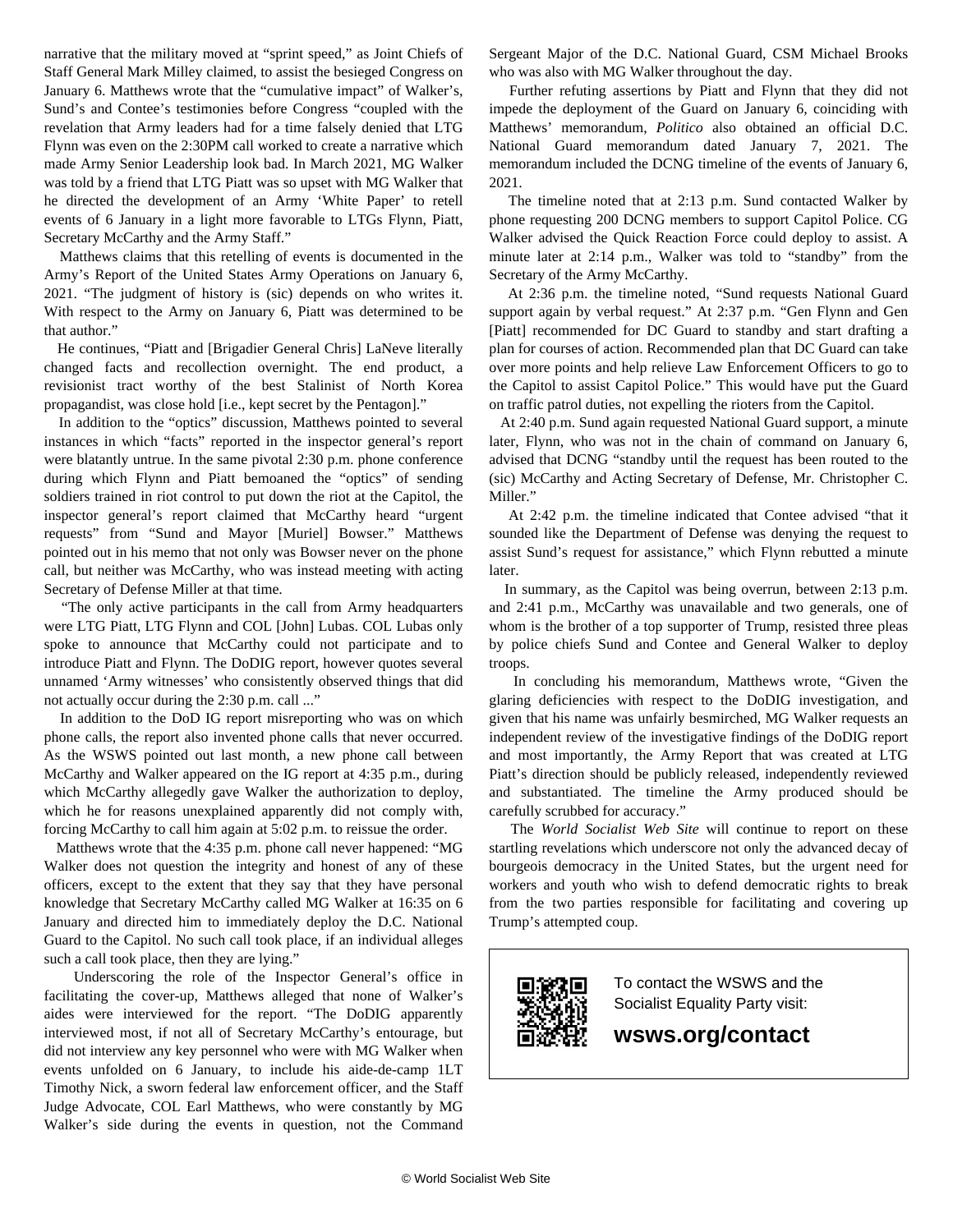narrative that the military moved at "sprint speed," as Joint Chiefs of Staff General Mark Milley claimed, to assist the besieged Congress on January 6. Matthews wrote that the "cumulative impact" of Walker's, Sund's and Contee's testimonies before Congress "coupled with the revelation that Army leaders had for a time falsely denied that LTG Flynn was even on the 2:30PM call worked to create a narrative which made Army Senior Leadership look bad. In March 2021, MG Walker was told by a friend that LTG Piatt was so upset with MG Walker that he directed the development of an Army 'White Paper' to retell events of 6 January in a light more favorable to LTGs Flynn, Piatt, Secretary McCarthy and the Army Staff."

Matthews claims that this retelling of events is documented in the Army's Report of the United States Army Operations on January 6, 2021. "The judgment of history is (sic) depends on who writes it. With respect to the Army on January 6, Piatt was determined to be that author."

He continues, "Piatt and [Brigadier General Chris] LaNeve literally changed facts and recollection overnight. The end product, a revisionist tract worthy of the best Stalinist of North Korea propagandist, was close hold [i.e., kept secret by the Pentagon]."

In addition to the "optics" discussion, Matthews pointed to several instances in which "facts" reported in the inspector general's report were blatantly untrue. In the same pivotal 2:30 p.m. phone conference during which Flynn and Piatt bemoaned the "optics" of sending soldiers trained in riot control to put down the riot at the Capitol, the inspector general's report claimed that McCarthy heard "urgent requests" from "Sund and Mayor [Muriel] Bowser." Matthews pointed out in his memo that not only was Bowser never on the phone call, but neither was McCarthy, who was instead meeting with acting Secretary of Defense Miller at that time.

"The only active participants in the call from Army headquarters were LTG Piatt, LTG Flynn and COL [John] Lubas. COL Lubas only spoke to announce that McCarthy could not participate and to introduce Piatt and Flynn. The DoDIG report, however quotes several unnamed 'Army witnesses' who consistently observed things that did not actually occur during the 2:30 p.m. call ..."

In addition to the DoD IG report misreporting who was on which phone calls, the report also invented phone calls that never occurred. As the WSWS pointed out last month, a new phone call between McCarthy and Walker appeared on the IG report at 4:35 p.m., during which McCarthy allegedly gave Walker the authorization to deploy, which he for reasons unexplained apparently did not comply with, forcing McCarthy to call him again at 5:02 p.m. to reissue the order.

Matthews wrote that the 4:35 p.m. phone call never happened: "MG Walker does not question the integrity and honest of any of these officers, except to the extent that they say that they have personal knowledge that Secretary McCarthy called MG Walker at 16:35 on 6 January and directed him to immediately deploy the D.C. National Guard to the Capitol. No such call took place, if an individual alleges such a call took place, then they are lying."

Underscoring the role of the Inspector General's office in facilitating the cover-up, Matthews alleged that none of Walker's aides were interviewed for the report. "The DoDIG apparently interviewed most, if not all of Secretary McCarthy's entourage, but did not interview any key personnel who were with MG Walker when events unfolded on 6 January, to include his aide-de-camp 1LT Timothy Nick, a sworn federal law enforcement officer, and the Staff Judge Advocate, COL Earl Matthews, who were constantly by MG Walker's side during the events in question, not the Command Sergeant Major of the D.C. National Guard, CSM Michael Brooks who was also with MG Walker throughout the day.

Further refuting assertions by Piatt and Flynn that they did not impede the deployment of the Guard on January 6, coinciding with Matthews' memorandum, *Politico* also obtained an official D.C. National Guard memorandum dated January 7, 2021. The memorandum included the DCNG timeline of the events of January 6, 2021.

The timeline noted that at 2:13 p.m. Sund contacted Walker by phone requesting 200 DCNG members to support Capitol Police. CG Walker advised the Quick Reaction Force could deploy to assist. A minute later at 2:14 p.m., Walker was told to "standby" from the Secretary of the Army McCarthy.

At 2:36 p.m. the timeline noted, "Sund requests National Guard support again by verbal request." At 2:37 p.m. "Gen Flynn and Gen [Piatt] recommended for DC Guard to standby and start drafting a plan for courses of action. Recommended plan that DC Guard can take over more points and help relieve Law Enforcement Officers to go to the Capitol to assist Capitol Police." This would have put the Guard on traffic patrol duties, not expelling the rioters from the Capitol.

At 2:40 p.m. Sund again requested National Guard support, a minute later, Flynn, who was not in the chain of command on January 6, advised that DCNG "standby until the request has been routed to the (sic) McCarthy and Acting Secretary of Defense, Mr. Christopher C. Miller."

At 2:42 p.m. the timeline indicated that Contee advised "that it sounded like the Department of Defense was denying the request to assist Sund's request for assistance," which Flynn rebutted a minute later.

In summary, as the Capitol was being overrun, between 2:13 p.m. and 2:41 p.m., McCarthy was unavailable and two generals, one of whom is the brother of a top supporter of Trump, resisted three pleas by police chiefs Sund and Contee and General Walker to deploy troops.

In concluding his memorandum, Matthews wrote, "Given the glaring deficiencies with respect to the DoDIG investigation, and given that his name was unfairly besmirched, MG Walker requests an independent review of the investigative findings of the DoDIG report and most importantly, the Army Report that was created at LTG Piatt's direction should be publicly released, independently reviewed and substantiated. The timeline the Army produced should be carefully scrubbed for accuracy."

The *World Socialist Web Site* will continue to report on these startling revelations which underscore not only the advanced decay of bourgeois democracy in the United States, but the urgent need for workers and youth who wish to defend democratic rights to break from the two parties responsible for facilitating and covering up Trump's attempted coup.

To contact the WSWS and the Socialist Equality Party visit:

**wsws.org/contact**